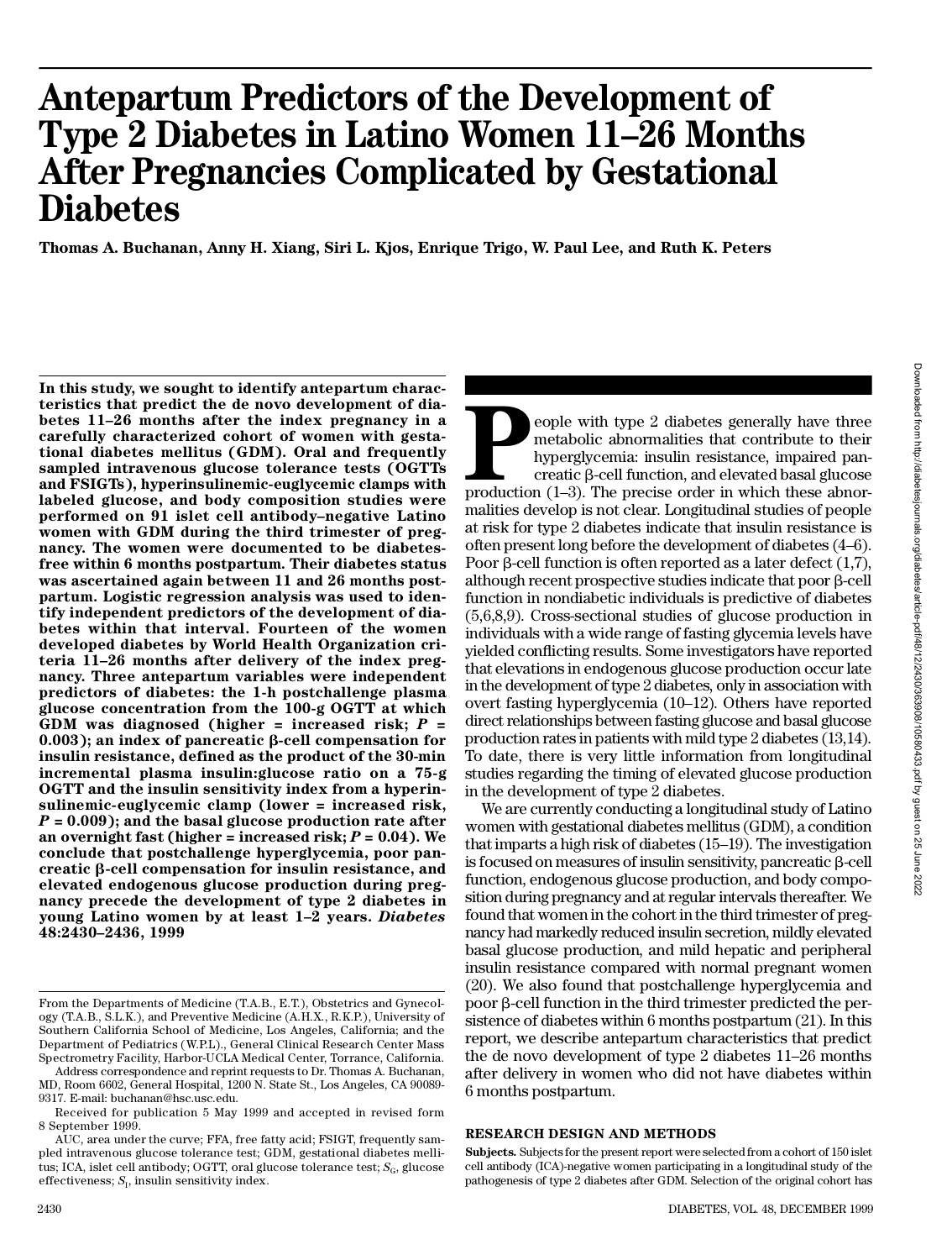# Antepartum Predictors of the Development of Type 2 Diabetes in Latino Women 11–26 Months After Pregnancies Complicated by Gestational Diabetes

**Thomas A. Buchanan, Anny H. Xiang, Siri L. Kjos, Enrique Trigo, W. Paul Lee, and Ruth K. Peters**

**In this study, we sought to identify antepartum characteristics that predict the de novo development of diabetes 11–26 months after the index pregnancy in a carefully characterized cohort of women with gestational diabetes mellitus (GDM). Oral and frequently sampled intravenous glucose tolerance tests (OGTTs and FSIGTs), hyperinsulinemic-euglycemic clamps with labeled glucose, and body composition studies were performed on 91 islet cell antibody–negative Latino women with GDM during the third trimester of pregnancy. The women were documented to be diabetes-free within 6 months postpartum. Their diabetes status was ascertained again between 11 and 26 months postpartum. Logistic regression analysis was used to identify independent predictors of the development of diabetes within that interval. Fourteen of the women developed diabetes by World Health Organization criteria 11–26 months after delivery of the index pregnancy. Three antepartum variables were independent predictors of diabetes: the 1-h postchallenge plasma glucose concentration from the 100-g OGTT at which GDM was diagnosed (higher = increased risk; $P$ = 0.003); an index of pancreatic β-cell compensation for insulin resistance, defined as the product of the 30-min incremental plasma insulin:glucose ratio on a 75-g OGTT and the insulin sensitivity index from a hyperinsulinemic-euglycemic clamp (lower = increased risk, $P$ = 0.009); and the basal glucose production rate after an overnight fast (higher = increased risk; $P$ = 0.04). We conclude that postchallenge hyperglycemia, poor pancreatic β-cell compensation for insulin resistance, and elevated endogenous glucose production during pregnancy precede the development of type 2 diabetes in young Latino women by at least 1–2 years. *Diabetes* 48:2430–2436, 1999**

People with type 2 diabetes generally have three metabolic abnormalities that contribute to their hyperglycemia: insulin resistance, impaired pancreatic β-cell function, and elevated basal glucose production (1–3). The precise order in which these abnormalities develop is not clear. Longitudinal studies of people at risk for type 2 diabetes indicate that insulin resistance is often present long before the development of diabetes (4–6). Poor β-cell function is often reported as a later defect (1,7), although recent prospective studies indicate that poor β-cell function in nondiabetic individuals is predictive of diabetes (5,6,8,9). Cross-sectional studies of glucose production in individuals with a wide range of fasting glycemia levels have yielded conflicting results. Some investigators have reported that elevations in endogenous glucose production occur late in the development of type 2 diabetes, only in association with overt fasting hyperglycemia (10–12). Others have reported direct relationships between fasting glucose and basal glucose production rates in patients with mild type 2 diabetes (13,14). To date, there is very little information from longitudinal studies regarding the timing of elevated glucose production in the development of type 2 diabetes.

We are currently conducting a longitudinal study of Latino women with gestational diabetes mellitus (GDM), a condition that imparts a high risk of diabetes (15–19). The investigation is focused on measures of insulin sensitivity, pancreatic β-cell function, endogenous glucose production, and body composition during pregnancy and at regular intervals thereafter. We found that women in the cohort in the third trimester of pregnancy had markedly reduced insulin secretion, mildly elevated basal glucose production, and mild hepatic and peripheral insulin resistance compared with normal pregnant women (20). We also found that postchallenge hyperglycemia and poor β-cell function in the third trimester predicted the persistence of diabetes within 6 months postpartum (21). In this report, we describe antepartum characteristics that predict the de novo development of type 2 diabetes 11–26 months after delivery in women who did not have diabetes within 6 months postpartum.

## RESEARCH DESIGN AND METHODS

**Subjects.** Subjects for the present report were selected from a cohort of 150 islet cell antibody (ICA)-negative women participating in a longitudinal study of the pathogenesis of type 2 diabetes after GDM. Selection of the original cohort has

---

From the Departments of Medicine (T.A.B., E.T.), Obstetrics and Gynecology (T.A.B., S.L.K.), and Preventive Medicine (A.H.X., R.K.P.), University of Southern California School of Medicine, Los Angeles, California; and the Department of Pediatrics (W.P.L.), General Clinical Research Center Mass Spectrometry Facility, Harbor-UCLA Medical Center, Torrance, California.

Address correspondence and reprint requests to Dr. Thomas A. Buchanan, MD, Room 6602, General Hospital, 1200 N. State St., Los Angeles, CA 90089-9317. E-mail: buchanan@hsc.usc.edu.

Received for publication 5 May 1999 and accepted in revised form 8 September 1999.

AUC, area under the curve; FFA, free fatty acid; FSIGT, frequently sampled intravenous glucose tolerance test; GDM, gestational diabetes mellitus; ICA, islet cell antibody; OGTT, oral glucose tolerance test; $S_G$, glucose effectiveness; $S_I$, insulin sensitivity index.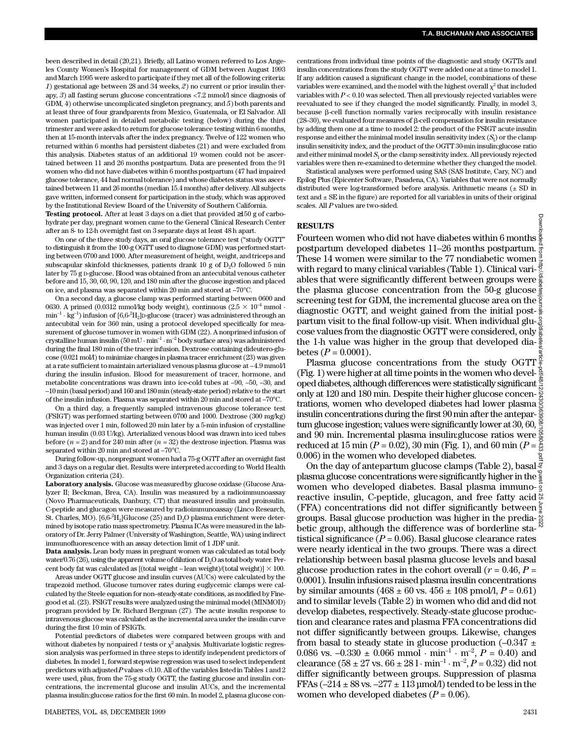been described in detail (20,21). Briefly, all Latino women referred to Los Angeles County Women's Hospital for management of GDM between August 1993 and March 1995 were asked to participate if they met all of the following criteria: *1*) gestational age between 28 and 34 weeks, *2*) no current or prior insulin therapy, *3*) all fasting serum glucose concentrations <7.2 mmol/l since diagnosis of GDM, *4*) otherwise uncomplicated singleton pregnancy, and *5*) both parents and at least three of four grandparents from Mexico, Guatemala, or El Salvador. All women participated in detailed metabolic testing (below) during the third trimester and were asked to return for glucose tolerance testing within 6 months, then at 15-month intervals after the index pregnancy. Twelve of 122 women who returned within 6 months had persistent diabetes (21) and were excluded from this analysis. Diabetes status of an additional 19 women could not be ascertained between 11 and 26 months postpartum. Data are presented from the 91 women who did not have diabetes within 6 months postpartum (47 had impaired glucose tolerance, 44 had normal tolerance) and whose diabetes status was ascertained between 11 and 26 months (median 15.4 months) after delivery. All subjects gave written, informed consent for participation in the study, which was approved by the Institutional Review Board of the University of Southern California.

**Testing protocol.** After at least 3 days on a diet that provided ≥150 g of carbohydrate per day, pregnant women came to the General Clinical Research Center after an 8- to 12-h overnight fast on 3 separate days at least 48 h apart.

On one of the three study days, an oral glucose tolerance test ("study OGTT" to distinguish it from the 100-g OGTT used to diagnose GDM) was performed starting between 0700 and 1000. After measurement of height, weight, and triceps and subscapular skinfold thicknesses, patients drank 10 g of $D_2O$ followed 5 min later by 75 g D-glucose. Blood was obtained from an antecubital venous catheter before and 15, 30, 60, 90, 120, and 180 min after the glucose ingestion and placed on ice, and plasma was separated within 20 min and stored at –70°C.

On a second day, a glucose clamp was performed starting between 0600 and 0630. A primed (0.0312 mmol/kg body weight), continuous ($2.5 \times 10^{-4}$ mmol · min$^{-1}$ · kg$^{-1}$) infusion of [6,6-$^2H_2$]D-glucose (tracer) was administered through an antecubital vein for 360 min, using a protocol developed specifically for measurement of glucose turnover in women with GDM (22). A nonprimed infusion of crystalline human insulin (50 mU · min$^{-1}$ · m$^{-2}$ body surface area) was administered during the final 180 min of the tracer infusion. Dextrose containing dideutero-glucose (0.021 mol/l) to minimize changes in plasma tracer enrichment (23) was given at a rate sufficient to maintain arterialized venous plasma glucose at ~4.9 mmol/l during the insulin infusion. Blood for measurement of tracer, hormone, and metabolite concentrations was drawn into ice-cold tubes at –90, –50, –30, and –10 min (basal period) and 160 and 180 min (steady-state period) relative to the start of the insulin infusion. Plasma was separated within 20 min and stored at –70°C.

On a third day, a frequently sampled intravenous glucose tolerance test (FSIGT) was performed starting between 0700 and 1000. Dextrose (300 mg/kg) was injected over 1 min, followed 20 min later by a 5-min infusion of crystalline human insulin (0.03 U/kg). Arterialized venous blood was drawn into iced tubes before ($n$ = 2) and for 240 min after ($n$ = 32) the dextrose injection. Plasma was separated within 20 min and stored at –70°C.

During follow-up, nonpregnant women had a 75-g OGTT after an overnight fast and 3 days on a regular diet. Results were interpreted according to World Health Organization criteria (24).

**Laboratory analysis.** Glucose was measured by glucose oxidase (Glucose Analyzer II; Beckman, Brea, CA). Insulin was measured by a radioimmunoassay (Novo Pharmaceuticals, Danbury, CT) that measured insulin and proinsulin. C-peptide and glucagon were measured by radioimmunoassay (Linco Research, St. Charles, MO). [6,6-$^2H_2$]Glucose (25) and $D_2O$ plasma enrichment were determined by isotope ratio mass spectrometry. Plasma ICAs were measured in the laboratory of Dr. Jerry Palmer (University of Washington, Seattle, WA) using indirect immunofluorescence with an assay detection limit of 1 JDF unit.

**Data analysis.** Lean body mass in pregnant women was calculated as total body water/0.76 (26), using the apparent volume of dilution of $D_2O$ as total body water. Percent body fat was calculated as [(total weight – lean weight)/(total weight)] $\times$ 100.

Areas under OGTT glucose and insulin curves (AUCs) were calculated by the trapezoid method. Glucose turnover rates during euglycemic clamps were calculated by the Steele equation for non–steady-state conditions, as modified by Finegood et al. (23). FSIGT results were analyzed using the minimal model (MINMOD) program provided by Dr. Richard Bergman (27). The acute insulin response to intravenous glucose was calculated as the incremental area under the insulin curve during the first 10 min of FSIGTs.

Potential predictors of diabetes were compared between groups with and without diabetes by nonpaired $t$ tests or $\chi^2$ analysis. Multivariate logistic regression analysis was performed in three steps to identify independent predictors of diabetes. In model 1, forward stepwise regression was used to select independent predictors with adjusted $P$ values <0.10. All of the variables listed in Tables 1 and 2 were used, plus, from the 75-g study OGTT, the fasting glucose and insulin concentrations, the incremental glucose and insulin AUCs, and the incremental plasma insulin:glucose ratios for the first 60 min. In model 2, plasma glucose concentrations from individual time points of the diagnostic and study OGTTs and insulin concentrations from the study OGTT were added one at a time to model 1. If any addition caused a significant change in the model, combinations of these variables were examined, and the model with the highest overall $\chi^2$ that included variables with $P$ < 0.10 was selected. Then all previously rejected variables were reevaluated to see if they changed the model significantly. Finally, in model 3, because β-cell function normally varies reciprocally with insulin resistance (28–30), we evaluated four measures of β-cell compensation for insulin resistance by adding them one at a time to model 2: the product of the FSIGT acute insulin response and either the minimal model insulin sensitivity index ($S_I$) or the clamp insulin sensitivity index, and the product of the OGTT 30-min insulin:glucose ratio and either minimal model $S_I$ or the clamp sensitivity index. All previously rejected variables were then re-examined to determine whether they changed the model.

Statistical analyses were performed using SAS (SAS Institute, Cary, NC) and Epilog Plus (Epicenter Software, Pasadena, CA). Variables that were not normally distributed were log-transformed before analysis. Arithmetic means (± SD in text and ± SE in the figure) are reported for all variables in units of their original scales. All $P$ values are two-sided.

## RESULTS

Fourteen women who did not have diabetes within 6 months postpartum developed diabetes 11–26 months postpartum. These 14 women were similar to the 77 nondiabetic women with regard to many clinical variables (Table 1). Clinical variables that were significantly different between groups were the plasma glucose concentration from the 50-g glucose screening test for GDM, the incremental glucose area on the diagnostic OGTT, and weight gained from the initial postpartum visit to the final follow-up visit. When individual glucose values from the diagnostic OGTT were considered, only the 1-h value was higher in the group that developed diabetes ($P$ = 0.0001).

Plasma glucose concentrations from the study OGTT (Fig. 1) were higher at all time points in the women who developed diabetes, although differences were statistically significant only at 120 and 180 min. Despite their higher glucose concentrations, women who developed diabetes had lower plasma insulin concentrations during the first 90 min after the antepartum glucose ingestion; values were significantly lower at 30, 60, and 90 min. Incremental plasma insulin:glucose ratios were reduced at 15 min ($P$ = 0.02), 30 min (Fig. 1), and 60 min ($P$ = 0.006) in the women who developed diabetes.

On the day of antepartum glucose clamps (Table 2), basal plasma glucose concentrations were significantly higher in the women who developed diabetes. Basal plasma immunoreactive insulin, C-peptide, glucagon, and free fatty acid (FFA) concentrations did not differ significantly between groups. Basal glucose production was higher in the prediabetic group, although the difference was of borderline statistical significance ($P$ = 0.06). Basal glucose clearance rates were nearly identical in the two groups. There was a direct relationship between basal plasma glucose levels and basal glucose production rates in the cohort overall ($r$ = 0.46, $P$ = 0.0001). Insulin infusions raised plasma insulin concentrations by similar amounts (468 ± 60 vs. 456 ± 108 pmol/l, $P$ = 0.61) and to similar levels (Table 2) in women who did and did not develop diabetes, respectively. Steady-state glucose production and clearance rates and plasma FFA concentrations did not differ significantly between groups. Likewise, changes from basal to steady state in glucose production (–0.347 ± 0.086 vs. –0.330 ± 0.066 mmol · min$^{-1}$ · m$^{-2}$, $P$ = 0.40) and clearance (58 ± 27 vs. 66 ± 28 l · min$^{-1}$ · m$^{-2}$, $P$ = 0.32) did not differ significantly between groups. Suppression of plasma FFAs (–214 ± 88 vs. –277 ± 113 µmol/l) tended to be less in the women who developed diabetes ($P$ = 0.06).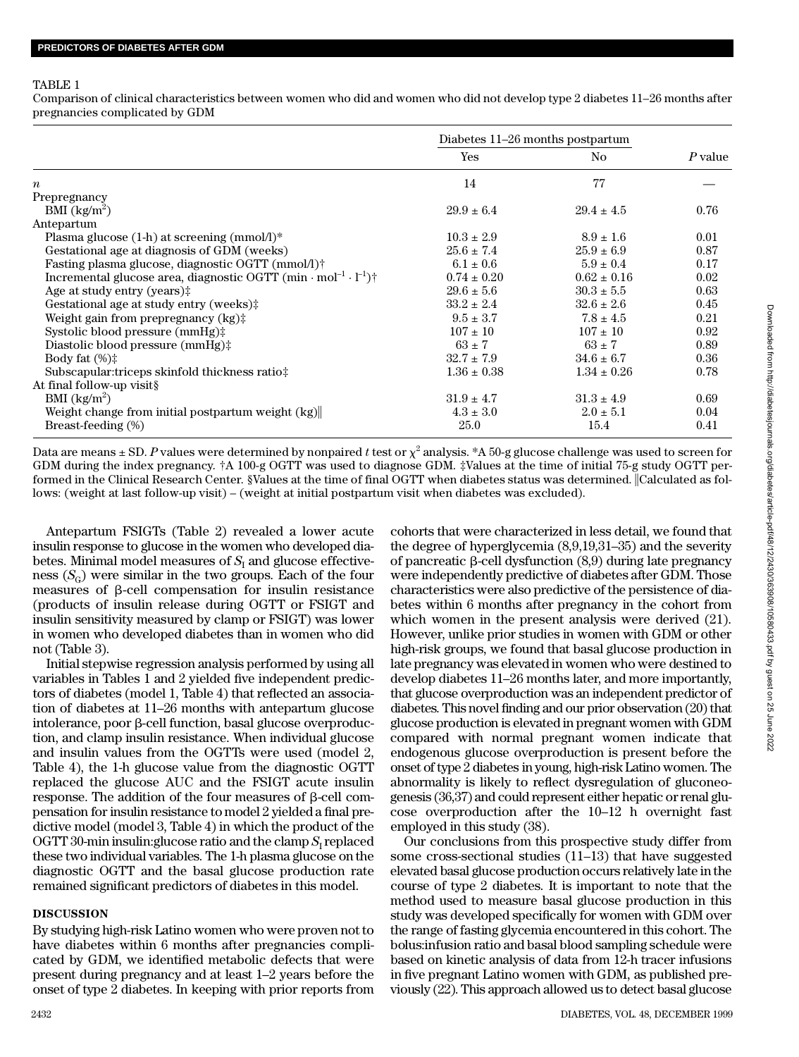TABLE 1

Comparison of clinical characteristics between women who did and women who did not develop type 2 diabetes 11–26 months after pregnancies complicated by GDM

| | Diabetes 11–26 months postpartum | | |
|---|---|---|---|
| | Yes | No | *P* value |
| *n* | 14 | 77 | — |
| Prepregnancy | | | |
| BMI (kg/m$^2$) | 29.9 ± 6.4 | 29.4 ± 4.5 | 0.76 |
| Antepartum | | | |
| Plasma glucose (1-h) at screening (mmol/l)* | 10.3 ± 2.9 | 8.9 ± 1.6 | 0.01 |
| Gestational age at diagnosis of GDM (weeks) | 25.6 ± 7.4 | 25.9 ± 6.9 | 0.87 |
| Fasting plasma glucose, diagnostic OGTT (mmol/l)† | 6.1 ± 0.6 | 5.9 ± 0.4 | 0.17 |
| Incremental glucose area, diagnostic OGTT (min · mol$^{-1}$ · l$^{-1}$)† | 0.74 ± 0.20 | 0.62 ± 0.16 | 0.02 |
| Age at study entry (years)‡ | 29.6 ± 5.6 | 30.3 ± 5.5 | 0.63 |
| Gestational age at study entry (weeks)‡ | 33.2 ± 2.4 | 32.6 ± 2.6 | 0.45 |
| Weight gain from prepregnancy (kg)‡ | 9.5 ± 3.7 | 7.8 ± 4.5 | 0.21 |
| Systolic blood pressure (mmHg)‡ | 107 ± 10 | 107 ± 10 | 0.92 |
| Diastolic blood pressure (mmHg)‡ | 63 ± 7 | 63 ± 7 | 0.89 |
| Body fat (%)‡ | 32.7 ± 7.9 | 34.6 ± 6.7 | 0.36 |
| Subscapular:triceps skinfold thickness ratio‡ | 1.36 ± 0.38 | 1.34 ± 0.26 | 0.78 |
| At final follow-up visit§ | | | |
| BMI (kg/m$^2$) | 31.9 ± 4.7 | 31.3 ± 4.9 | 0.69 |
| Weight change from initial postpartum weight (kg)‖ | 4.3 ± 3.0 | 2.0 ± 5.1 | 0.04 |
| Breast-feeding (%) | 25.0 | 15.4 | 0.41 |

Data are means ± SD. *P* values were determined by nonpaired *t* test or $\chi^2$ analysis. *A 50-g glucose challenge was used to screen for GDM during the index pregnancy. †A 100-g OGTT was used to diagnose GDM. ‡Values at the time of initial 75-g study OGTT performed in the Clinical Research Center. §Values at the time of final OGTT when diabetes status was determined. ‖Calculated as follows: (weight at last follow-up visit) – (weight at initial postpartum visit when diabetes was excluded).

Antepartum FSIGTs (Table 2) revealed a lower acute insulin response to glucose in the women who developed diabetes. Minimal model measures of $S_I$ and glucose effectiveness ($S_G$) were similar in the two groups. Each of the four measures of β-cell compensation for insulin resistance (products of insulin release during OGTT or FSIGT and insulin sensitivity measured by clamp or FSIGT) was lower in women who developed diabetes than in women who did not (Table 3).

Initial stepwise regression analysis performed by using all variables in Tables 1 and 2 yielded five independent predictors of diabetes (model 1, Table 4) that reflected an association of diabetes at 11–26 months with antepartum glucose intolerance, poor β-cell function, basal glucose overproduction, and clamp insulin resistance. When individual glucose and insulin values from the OGTTs were used (model 2, Table 4), the 1-h glucose value from the diagnostic OGTT replaced the glucose AUC and the FSIGT acute insulin response. The addition of the four measures of β-cell compensation for insulin resistance to model 2 yielded a final predictive model (model 3, Table 4) in which the product of the OGTT 30-min insulin:glucose ratio and the clamp $S_I$ replaced these two individual variables. The 1-h plasma glucose on the diagnostic OGTT and the basal glucose production rate remained significant predictors of diabetes in this model.

## DISCUSSION

By studying high-risk Latino women who were proven not to have diabetes within 6 months after pregnancies complicated by GDM, we identified metabolic defects that were present during pregnancy and at least 1–2 years before the onset of type 2 diabetes. In keeping with prior reports from cohorts that were characterized in less detail, we found that the degree of hyperglycemia (8,9,19,31–35) and the severity of pancreatic β-cell dysfunction (8,9) during late pregnancy were independently predictive of diabetes after GDM. Those characteristics were also predictive of the persistence of diabetes within 6 months after pregnancy in the cohort from which women in the present analysis were derived (21). However, unlike prior studies in women with GDM or other high-risk groups, we found that basal glucose production in late pregnancy was elevated in women who were destined to develop diabetes 11–26 months later, and more importantly, that glucose overproduction was an independent predictor of diabetes. This novel finding and our prior observation (20) that glucose production is elevated in pregnant women with GDM compared with normal pregnant women indicate that endogenous glucose overproduction is present before the onset of type 2 diabetes in young, high-risk Latino women. The abnormality is likely to reflect dysregulation of gluconeogenesis (36,37) and could represent either hepatic or renal glucose overproduction after the 10–12 h overnight fast employed in this study (38).

Our conclusions from this prospective study differ from some cross-sectional studies (11–13) that have suggested elevated basal glucose production occurs relatively late in the course of type 2 diabetes. It is important to note that the method used to measure basal glucose production in this study was developed specifically for women with GDM over the range of fasting glycemia encountered in this cohort. The bolus:infusion ratio and basal blood sampling schedule were based on kinetic analysis of data from 12-h tracer infusions in five pregnant Latino women with GDM, as published previously (22). This approach allowed us to detect basal glucose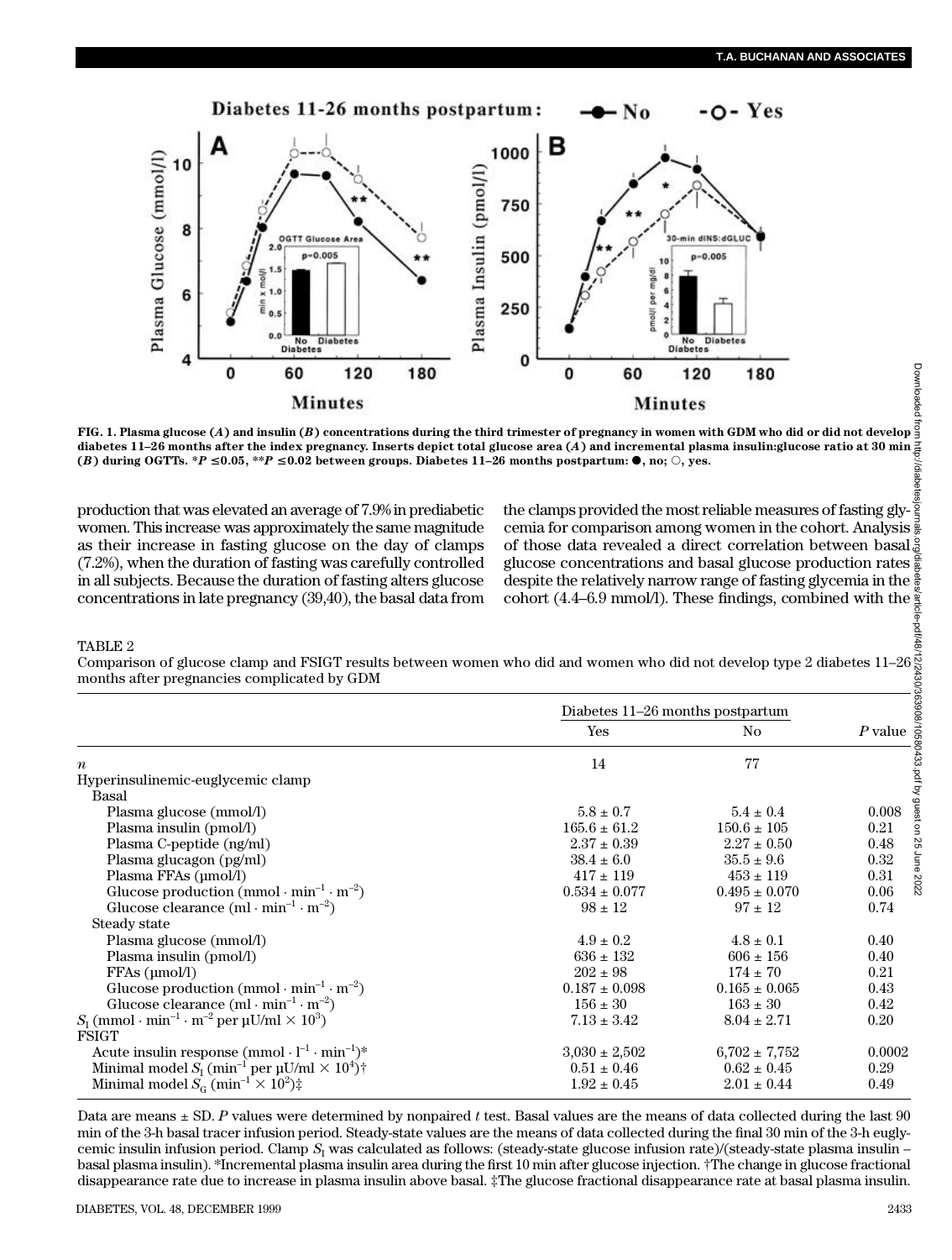**FIG. 1. Plasma glucose (*A*) and insulin (*B*) concentrations during the third trimester of pregnancy in women with GDM who did or did not develop diabetes 11–26 months after the index pregnancy. Inserts depict total glucose area (*A*) and incremental plasma insulin:glucose ratio at 30 min (*B*) during OGTTs. *$P \leq 0.05$, **$P \leq 0.02$ between groups. Diabetes 11–26 months postpartum: ●, no; ○, yes.**

production that was elevated an average of 7.9% in prediabetic women. This increase was approximately the same magnitude as their increase in fasting glucose on the day of clamps (7.2%), when the duration of fasting was carefully controlled in all subjects. Because the duration of fasting alters glucose concentrations in late pregnancy (39,40), the basal data from the clamps provided the most reliable measures of fasting glycemia for comparison among women in the cohort. Analysis of those data revealed a direct correlation between basal glucose concentrations and basal glucose production rates despite the relatively narrow range of fasting glycemia in the cohort (4.4–6.9 mmol/l). These findings, combined with the

TABLE 2
Comparison of glucose clamp and FSIGT results between women who did and women who did not develop type 2 diabetes 11–26 months after pregnancies complicated by GDM

| | Diabetes 11–26 months postpartum | | |
|---|---|---|---|
| | Yes | No | *P* value |
| *n* | 14 | 77 | |
| Hyperinsulinemic-euglycemic clamp | | | |
| Basal | | | |
| Plasma glucose (mmol/l) | 5.8 ± 0.7 | 5.4 ± 0.4 | 0.008 |
| Plasma insulin (pmol/l) | 165.6 ± 61.2 | 150.6 ± 105 | 0.21 |
| Plasma C-peptide (ng/ml) | 2.37 ± 0.39 | 2.27 ± 0.50 | 0.48 |
| Plasma glucagon (pg/ml) | 38.4 ± 6.0 | 35.5 ± 9.6 | 0.32 |
| Plasma FFAs (μmol/l) | 417 ± 119 | 453 ± 119 | 0.31 |
| Glucose production (mmol · $\text{min}^{-1}$ · $\text{m}^{-2}$) | 0.534 ± 0.077 | 0.495 ± 0.070 | 0.06 |
| Glucose clearance (ml · $\text{min}^{-1}$ · $\text{m}^{-2}$) | 98 ± 12 | 97 ± 12 | 0.74 |
| Steady state | | | |
| Plasma glucose (mmol/l) | 4.9 ± 0.2 | 4.8 ± 0.1 | 0.40 |
| Plasma insulin (pmol/l) | 636 ± 132 | 606 ± 156 | 0.40 |
| FFAs (μmol/l) | 202 ± 98 | 174 ± 70 | 0.21 |
| Glucose production (mmol · $\text{min}^{-1}$ · $\text{m}^{-2}$) | 0.187 ± 0.098 | 0.165 ± 0.065 | 0.43 |
| Glucose clearance (ml · $\text{min}^{-1}$ · $\text{m}^{-2}$) | 156 ± 30 | 163 ± 30 | 0.42 |
| $S_I$ (mmol · $\text{min}^{-1}$ · $\text{m}^{-2}$ per μU/ml × $10^3$) | 7.13 ± 3.42 | 8.04 ± 2.71 | 0.20 |
| FSIGT | | | |
| Acute insulin response (mmol · $\text{l}^{-1}$ · $\text{min}^{-1}$)* | 3,030 ± 2,502 | 6,702 ± 7,752 | 0.0002 |
| Minimal model $S_I$ ($\text{min}^{-1}$ per μU/ml × $10^4$)† | 0.51 ± 0.46 | 0.62 ± 0.45 | 0.29 |
| Minimal model $S_G$ ($\text{min}^{-1}$ × $10^2$)‡ | 1.92 ± 0.45 | 2.01 ± 0.44 | 0.49 |

Data are means ± SD. *P* values were determined by nonpaired *t* test. Basal values are the means of data collected during the last 90 min of the 3-h basal tracer infusion period. Steady-state values are the means of data collected during the final 30 min of the 3-h euglycemic insulin infusion period. Clamp $S_I$ was calculated as follows: (steady-state glucose infusion rate)/(steady-state plasma insulin – basal plasma insulin). *Incremental plasma insulin area during the first 10 min after glucose injection. †The change in glucose fractional disappearance rate due to increase in plasma insulin above basal. ‡The glucose fractional disappearance rate at basal plasma insulin.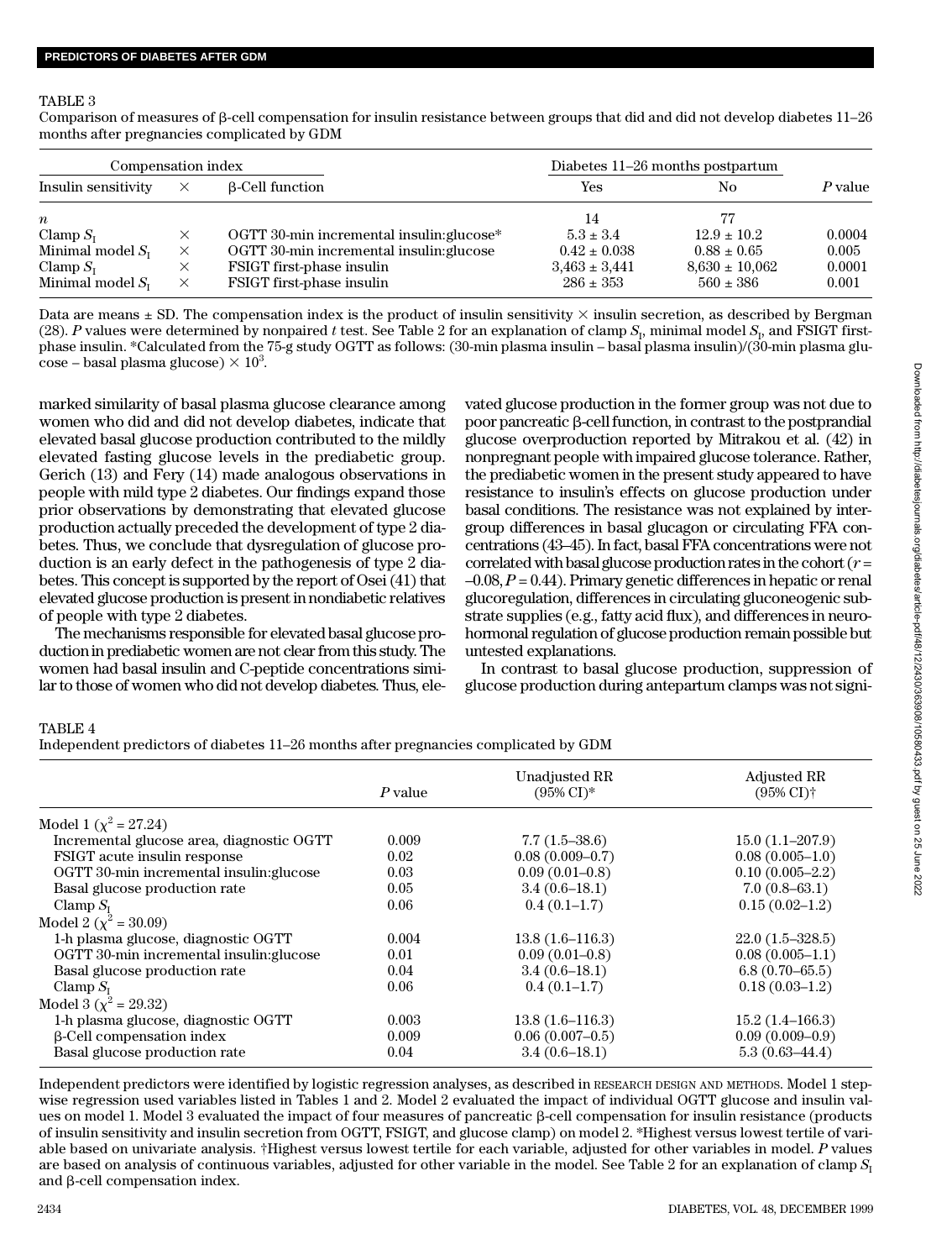TABLE 3

Comparison of measures of β-cell compensation for insulin resistance between groups that did and did not develop diabetes 11–26 months after pregnancies complicated by GDM

| Compensation index | | | Diabetes 11–26 months postpartum | | |
|---|---|---|---|---|---|
| Insulin sensitivity | × | β-Cell function | Yes | No | *P* value |
| *n* | | | 14 | 77 | |
| Clamp $S_I$ | × | OGTT 30-min incremental insulin:glucose* | 5.3 ± 3.4 | 12.9 ± 10.2 | 0.0004 |
| Minimal model $S_I$ | × | OGTT 30-min incremental insulin:glucose | 0.42 ± 0.038 | 0.88 ± 0.65 | 0.005 |
| Clamp $S_I$ | × | FSIGT first-phase insulin | 3,463 ± 3,441 | 8,630 ± 10,062 | 0.0001 |
| Minimal model $S_I$ | × | FSIGT first-phase insulin | 286 ± 353 | 560 ± 386 | 0.001 |

Data are means ± SD. The compensation index is the product of insulin sensitivity × insulin secretion, as described by Bergman (28). *P* values were determined by nonpaired *t* test. See Table 2 for an explanation of clamp $S_I$, minimal model $S_I$, and FSIGT first-phase insulin. *Calculated from the 75-g study OGTT as follows: (30-min plasma insulin – basal plasma insulin)/(30-min plasma glucose – basal plasma glucose) × $10^3$.

marked similarity of basal plasma glucose clearance among women who did and did not develop diabetes, indicate that elevated basal glucose production contributed to the mildly elevated fasting glucose levels in the prediabetic group. Gerich (13) and Fery (14) made analogous observations in people with mild type 2 diabetes. Our findings expand those prior observations by demonstrating that elevated glucose production actually preceded the development of type 2 diabetes. Thus, we conclude that dysregulation of glucose production is an early defect in the pathogenesis of type 2 diabetes. This concept is supported by the report of Osei (41) that elevated glucose production is present in nondiabetic relatives of people with type 2 diabetes.

The mechanisms responsible for elevated basal glucose production in prediabetic women are not clear from this study. The women had basal insulin and C-peptide concentrations similar to those of women who did not develop diabetes. Thus, elevated glucose production in the former group was not due to poor pancreatic β-cell function, in contrast to the postprandial glucose overproduction reported by Mitrakou et al. (42) in nonpregnant people with impaired glucose tolerance. Rather, the prediabetic women in the present study appeared to have resistance to insulin's effects on glucose production under basal conditions. The resistance was not explained by intergroup differences in basal glucagon or circulating FFA concentrations (43–45). In fact, basal FFA concentrations were not correlated with basal glucose production rates in the cohort ($r$ = –0.08, $P$ = 0.44). Primary genetic differences in hepatic or renal glucoregulation, differences in circulating gluconeogenic substrate supplies (e.g., fatty acid flux), and differences in neurohormonal regulation of glucose production remain possible but untested explanations.

In contrast to basal glucose production, suppression of glucose production during antepartum clamps was not signi-

TABLE 4

Independent predictors of diabetes 11–26 months after pregnancies complicated by GDM

| | *P* value | Unadjusted RR (95% CI)* | Adjusted RR (95% CI)† |
|---|---|---|---|
| Model 1 ($\chi^2$ = 27.24) | | | |
| Incremental glucose area, diagnostic OGTT | 0.009 | 7.7 (1.5–38.6) | 15.0 (1.1–207.9) |
| FSIGT acute insulin response | 0.02 | 0.08 (0.009–0.7) | 0.08 (0.005–1.0) |
| OGTT 30-min incremental insulin:glucose | 0.03 | 0.09 (0.01–0.8) | 0.10 (0.005–2.2) |
| Basal glucose production rate | 0.05 | 3.4 (0.6–18.1) | 7.0 (0.8–63.1) |
| Clamp $S_I$ | 0.06 | 0.4 (0.1–1.7) | 0.15 (0.02–1.2) |
| Model 2 ($\chi^2$ = 30.09) | | | |
| 1-h plasma glucose, diagnostic OGTT | 0.004 | 13.8 (1.6–116.3) | 22.0 (1.5–328.5) |
| OGTT 30-min incremental insulin:glucose | 0.01 | 0.09 (0.01–0.8) | 0.08 (0.005–1.1) |
| Basal glucose production rate | 0.04 | 3.4 (0.6–18.1) | 6.8 (0.70–65.5) |
| Clamp $S_I$ | 0.06 | 0.4 (0.1–1.7) | 0.18 (0.03–1.2) |
| Model 3 ($\chi^2$ = 29.32) | | | |
| 1-h plasma glucose, diagnostic OGTT | 0.003 | 13.8 (1.6–116.3) | 15.2 (1.4–166.3) |
| β-Cell compensation index | 0.009 | 0.06 (0.007–0.5) | 0.09 (0.009–0.9) |
| Basal glucose production rate | 0.04 | 3.4 (0.6–18.1) | 5.3 (0.63–44.4) |

Independent predictors were identified by logistic regression analyses, as described in RESEARCH DESIGN AND METHODS. Model 1 stepwise regression used variables listed in Tables 1 and 2. Model 2 evaluated the impact of individual OGTT glucose and insulin values on model 1. Model 3 evaluated the impact of four measures of pancreatic β-cell compensation for insulin resistance (products of insulin sensitivity and insulin secretion from OGTT, FSIGT, and glucose clamp) on model 2. *Highest versus lowest tertile of variable based on univariate analysis. †Highest versus lowest tertile for each variable, adjusted for other variables in model. *P* values are based on analysis of continuous variables, adjusted for other variable in the model. See Table 2 for an explanation of clamp $S_I$ and β-cell compensation index.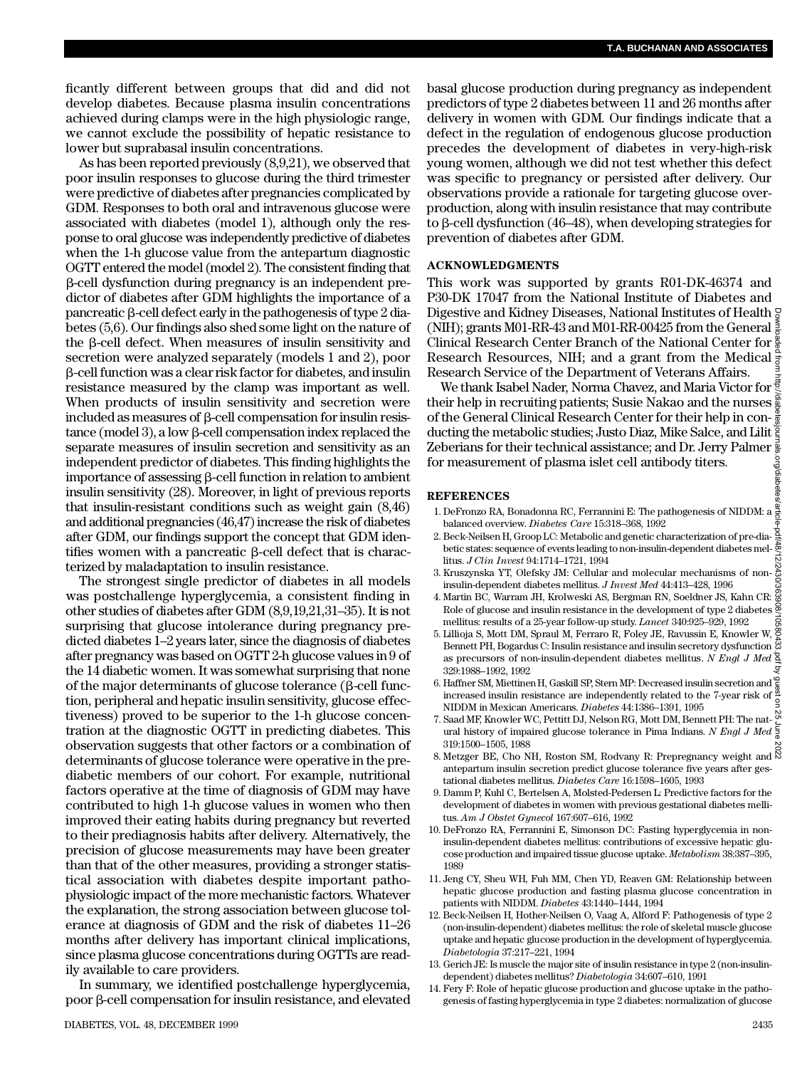ficantly different between groups that did and did not develop diabetes. Because plasma insulin concentrations achieved during clamps were in the high physiologic range, we cannot exclude the possibility of hepatic resistance to lower but suprabasal insulin concentrations.

As has been reported previously (8,9,21), we observed that poor insulin responses to glucose during the third trimester were predictive of diabetes after pregnancies complicated by GDM. Responses to both oral and intravenous glucose were associated with diabetes (model 1), although only the response to oral glucose was independently predictive of diabetes when the 1-h glucose value from the antepartum diagnostic OGTT entered the model (model 2). The consistent finding that β-cell dysfunction during pregnancy is an independent predictor of diabetes after GDM highlights the importance of a pancreatic β-cell defect early in the pathogenesis of type 2 diabetes (5,6). Our findings also shed some light on the nature of the β-cell defect. When measures of insulin sensitivity and secretion were analyzed separately (models 1 and 2), poor β-cell function was a clear risk factor for diabetes, and insulin resistance measured by the clamp was important as well. When products of insulin sensitivity and secretion were included as measures of β-cell compensation for insulin resistance (model 3), a low β-cell compensation index replaced the separate measures of insulin secretion and sensitivity as an independent predictor of diabetes. This finding highlights the importance of assessing β-cell function in relation to ambient insulin sensitivity (28). Moreover, in light of previous reports that insulin-resistant conditions such as weight gain (8,46) and additional pregnancies (46,47) increase the risk of diabetes after GDM, our findings support the concept that GDM identifies women with a pancreatic β-cell defect that is characterized by maladaptation to insulin resistance.

The strongest single predictor of diabetes in all models was postchallenge hyperglycemia, a consistent finding in other studies of diabetes after GDM (8,9,19,21,31–35). It is not surprising that glucose intolerance during pregnancy predicted diabetes 1–2 years later, since the diagnosis of diabetes after pregnancy was based on OGTT 2-h glucose values in 9 of the 14 diabetic women. It was somewhat surprising that none of the major determinants of glucose tolerance (β-cell function, peripheral and hepatic insulin sensitivity, glucose effectiveness) proved to be superior to the 1-h glucose concentration at the diagnostic OGTT in predicting diabetes. This observation suggests that other factors or a combination of determinants of glucose tolerance were operative in the prediabetic members of our cohort. For example, nutritional factors operative at the time of diagnosis of GDM may have contributed to high 1-h glucose values in women who then improved their eating habits during pregnancy but reverted to their prediagnosis habits after delivery. Alternatively, the precision of glucose measurements may have been greater than that of the other measures, providing a stronger statistical association with diabetes despite important pathophysiologic impact of the more mechanistic factors. Whatever the explanation, the strong association between glucose tolerance at diagnosis of GDM and the risk of diabetes 11–26 months after delivery has important clinical implications, since plasma glucose concentrations during OGTTs are readily available to care providers.

In summary, we identified postchallenge hyperglycemia, poor β-cell compensation for insulin resistance, and elevated basal glucose production during pregnancy as independent predictors of type 2 diabetes between 11 and 26 months after delivery in women with GDM. Our findings indicate that a defect in the regulation of endogenous glucose production precedes the development of diabetes in very-high-risk young women, although we did not test whether this defect was specific to pregnancy or persisted after delivery. Our observations provide a rationale for targeting glucose overproduction, along with insulin resistance that may contribute to β-cell dysfunction (46–48), when developing strategies for prevention of diabetes after GDM.

## ACKNOWLEDGMENTS

This work was supported by grants R01-DK-46374 and P30-DK 17047 from the National Institute of Diabetes and Digestive and Kidney Diseases, National Institutes of Health (NIH); grants M01-RR-43 and M01-RR-00425 from the General Clinical Research Center Branch of the National Center for Research Resources, NIH; and a grant from the Medical Research Service of the Department of Veterans Affairs.

We thank Isabel Nader, Norma Chavez, and Maria Victor for their help in recruiting patients; Susie Nakao and the nurses of the General Clinical Research Center for their help in conducting the metabolic studies; Justo Diaz, Mike Salce, and Lilit Zeberians for their technical assistance; and Dr. Jerry Palmer for measurement of plasma islet cell antibody titers.

## REFERENCES

1. DeFronzo RA, Bonadonna RC, Ferrannini E: The pathogenesis of NIDDM: a balanced overview. *Diabetes Care* 15:318–368, 1992
2. Beck-Neilsen H, Groop LC: Metabolic and genetic characterization of pre-diabetic states: sequence of events leading to non-insulin-dependent diabetes mellitus. *J Clin Invest* 94:1714–1721, 1994
3. Kruszynska YT, Olefsky JM: Cellular and molecular mechanisms of non-insulin-dependent diabetes mellitus. *J Invest Med* 44:413–428, 1996
4. Martin BC, Warram JH, Krolweski AS, Bergman RN, Soeldner JS, Kahn CR: Role of glucose and insulin resistance in the development of type 2 diabetes mellitus: results of a 25-year follow-up study. *Lancet* 340:925–929, 1992
5. Lillioja S, Mott DM, Spraul M, Ferraro R, Foley JE, Ravussin E, Knowler W, Bennett PH, Bogardus C: Insulin resistance and insulin secretory dysfunction as precursors of non-insulin-dependent diabetes mellitus. *N Engl J Med* 329:1988–1992, 1992
6. Haffner SM, Miettinen H, Gaskill SP, Stern MP: Decreased insulin secretion and increased insulin resistance are independently related to the 7-year risk of NIDDM in Mexican Americans. *Diabetes* 44:1386–1391, 1995
7. Saad MF, Knowler WC, Pettitt DJ, Nelson RG, Mott DM, Bennett PH: The natural history of impaired glucose tolerance in Pima Indians. *N Engl J Med* 319:1500–1505, 1988
8. Metzger BE, Cho NH, Roston SM, Rodvany R: Prepregnancy weight and antepartum insulin secretion predict glucose tolerance five years after gestational diabetes mellitus. *Diabetes Care* 16:1598–1605, 1993
9. Damm P, Kuhl C, Bertelsen A, Molsted-Pedersen L: Predictive factors for the development of diabetes in women with previous gestational diabetes mellitus. *Am J Obstet Gynecol* 167:607–616, 1992
10. DeFronzo RA, Ferrannini E, Simonson DC: Fasting hyperglycemia in non-insulin-dependent diabetes mellitus: contributions of excessive hepatic glucose production and impaired tissue glucose uptake. *Metabolism* 38:387–395, 1989
11. Jeng CY, Sheu WH, Fuh MM, Chen YD, Reaven GM: Relationship between hepatic glucose production and fasting plasma glucose concentration in patients with NIDDM. *Diabetes* 43:1440–1444, 1994
12. Beck-Neilsen H, Hother-Neilsen O, Vaag A, Alford F: Pathogenesis of type 2 (non-insulin-dependent) diabetes mellitus: the role of skeletal muscle glucose uptake and hepatic glucose production in the development of hyperglycemia. *Diabetologia* 37:217–221, 1994
13. Gerich JE: Is muscle the major site of insulin resistance in type 2 (non-insulin-dependent) diabetes mellitus? *Diabetologia* 34:607–610, 1991
14. Fery F: Role of hepatic glucose production and glucose uptake in the pathogenesis of fasting hyperglycemia in type 2 diabetes: normalization of glucose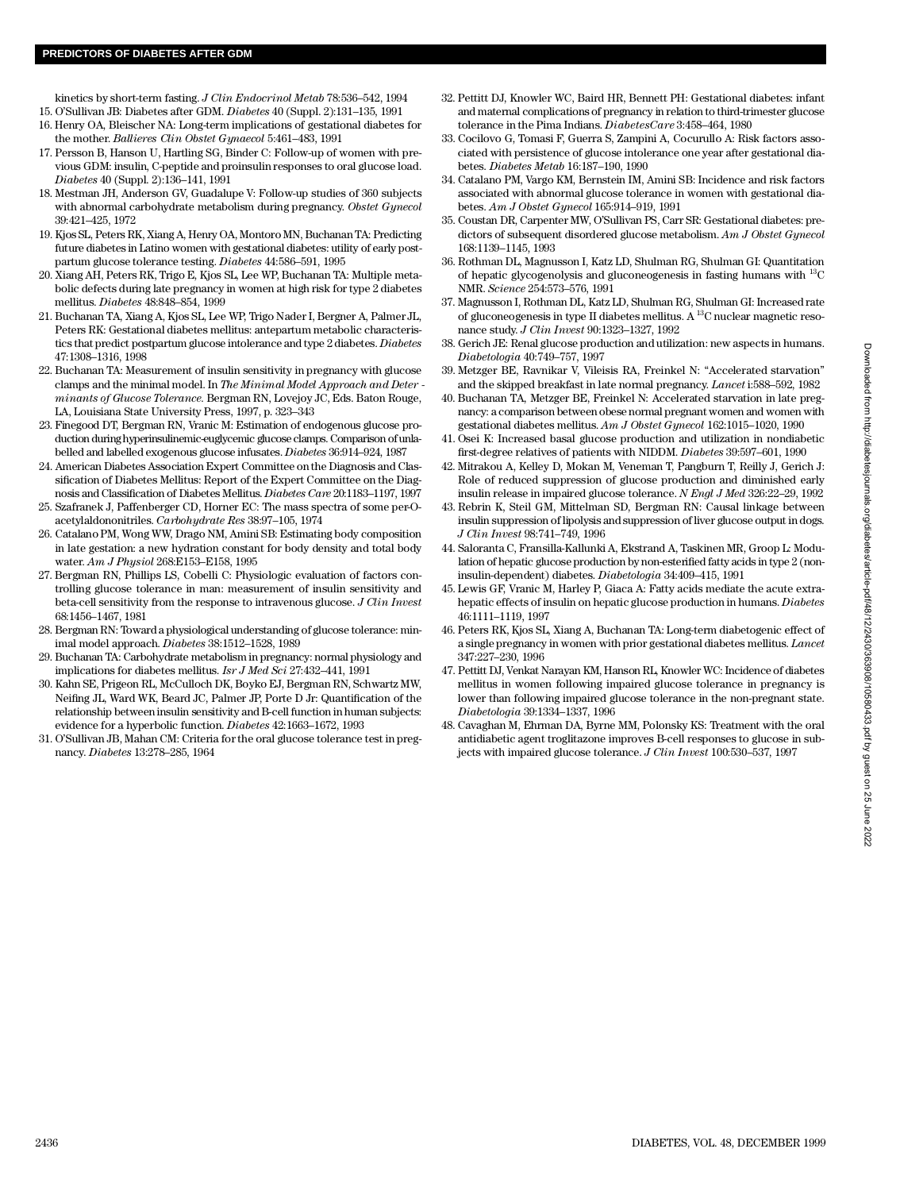kinetics by short-term fasting. *J Clin Endocrinol Metab* 78:536–542, 1994

15. O'Sullivan JB: Diabetes after GDM. *Diabetes* 40 (Suppl. 2):131–135, 1991
16. Henry OA, Bleischer NA: Long-term implications of gestational diabetes for the mother. *Ballieres Clin Obstet Gynaecol* 5:461–483, 1991
17. Persson B, Hanson U, Hartling SG, Binder C: Follow-up of women with previous GDM: insulin, C-peptide and proinsulin responses to oral glucose load. *Diabetes* 40 (Suppl. 2):136–141, 1991
18. Mestman JH, Anderson GV, Guadalupe V: Follow-up studies of 360 subjects with abnormal carbohydrate metabolism during pregnancy. *Obstet Gynecol* 39:421–425, 1972
19. Kjos SL, Peters RK, Xiang A, Henry OA, Montoro MN, Buchanan TA: Predicting future diabetes in Latino women with gestational diabetes: utility of early postpartum glucose tolerance testing. *Diabetes* 44:586–591, 1995
20. Xiang AH, Peters RK, Trigo E, Kjos SL, Lee WP, Buchanan TA: Multiple metabolic defects during late pregnancy in women at high risk for type 2 diabetes mellitus. *Diabetes* 48:848–854, 1999
21. Buchanan TA, Xiang A, Kjos SL, Lee WP, Trigo Nader I, Bergner A, Palmer JL, Peters RK: Gestational diabetes mellitus: antepartum metabolic characteristics that predict postpartum glucose intolerance and type 2 diabetes. *Diabetes* 47:1308–1316, 1998
22. Buchanan TA: Measurement of insulin sensitivity in pregnancy with glucose clamps and the minimal model. In *The Minimal Model Approach and Determinants of Glucose Tolerance*. Bergman RN, Lovejoy JC, Eds. Baton Rouge, LA, Louisiana State University Press, 1997, p. 323–343
23. Finegood DT, Bergman RN, Vranic M: Estimation of endogenous glucose production during hyperinsulinemic-euglycemic glucose clamps. Comparison of unlabelled and labelled exogenous glucose infusates. *Diabetes* 36:914–924, 1987
24. American Diabetes Association Expert Committee on the Diagnosis and Classification of Diabetes Mellitus: Report of the Expert Committee on the Diagnosis and Classification of Diabetes Mellitus. *Diabetes Care* 20:1183–1197, 1997
25. Szafranek J, Paffenberger CD, Horner EC: The mass spectra of some per-O-acetylaldononitriles. *Carbohydrate Res* 38:97–105, 1974
26. Catalano PM, Wong WW, Drago NM, Amini SB: Estimating body composition in late gestation: a new hydration constant for body density and total body water. *Am J Physiol* 268:E153–E158, 1995
27. Bergman RN, Phillips LS, Cobelli C: Physiologic evaluation of factors controlling glucose tolerance in man: measurement of insulin sensitivity and beta-cell sensitivity from the response to intravenous glucose. *J Clin Invest* 68:1456–1467, 1981
28. Bergman RN: Toward a physiological understanding of glucose tolerance: minimal model approach. *Diabetes* 38:1512–1528, 1989
29. Buchanan TA: Carbohydrate metabolism in pregnancy: normal physiology and implications for diabetes mellitus. *Isr J Med Sci* 27:432–441, 1991
30. Kahn SE, Prigeon RL, McCulloch DK, Boyko EJ, Bergman RN, Schwartz MW, Neifing JL, Ward WK, Beard JC, Palmer JP, Porte D Jr: Quantification of the relationship between insulin sensitivity and B-cell function in human subjects: evidence for a hyperbolic function. *Diabetes* 42:1663–1672, 1993
31. O'Sullivan JB, Mahan CM: Criteria for the oral glucose tolerance test in pregnancy. *Diabetes* 13:278–285, 1964
32. Pettitt DJ, Knowler WC, Baird HR, Bennett PH: Gestational diabetes: infant and maternal complications of pregnancy in relation to third-trimester glucose tolerance in the Pima Indians. *DiabetesCare* 3:458–464, 1980
33. Cocilovo G, Tomasi F, Guerra S, Zampini A, Cocurullo A: Risk factors associated with persistence of glucose intolerance one year after gestational diabetes. *Diabetes Metab* 16:187–190, 1990
34. Catalano PM, Vargo KM, Bernstein IM, Amini SB: Incidence and risk factors associated with abnormal glucose tolerance in women with gestational diabetes. *Am J Obstet Gynecol* 165:914–919, 1991
35. Coustan DR, Carpenter MW, O'Sullivan PS, Carr SR: Gestational diabetes: predictors of subsequent disordered glucose metabolism. *Am J Obstet Gynecol* 168:1139–1145, 1993
36. Rothman DL, Magnusson I, Katz LD, Shulman RG, Shulman GI: Quantitation of hepatic glycogenolysis and gluconeogenesis in fasting humans with $^{13}C$ NMR. *Science* 254:573–576, 1991
37. Magnusson I, Rothman DL, Katz LD, Shulman RG, Shulman GI: Increased rate of gluconeogenesis in type II diabetes mellitus. A $^{13}C$ nuclear magnetic resonance study. *J Clin Invest* 90:1323–1327, 1992
38. Gerich JE: Renal glucose production and utilization: new aspects in humans. *Diabetologia* 40:749–757, 1997
39. Metzger BE, Ravnikar V, Vileisis RA, Freinkel N: "Accelerated starvation" and the skipped breakfast in late normal pregnancy. *Lancet* i:588–592, 1982
40. Buchanan TA, Metzger BE, Freinkel N: Accelerated starvation in late pregnancy: a comparison between obese normal pregnant women and women with gestational diabetes mellitus. *Am J Obstet Gynecol* 162:1015–1020, 1990
41. Osei K: Increased basal glucose production and utilization in nondiabetic first-degree relatives of patients with NIDDM. *Diabetes* 39:597–601, 1990
42. Mitrakou A, Kelley D, Mokan M, Veneman T, Pangburn T, Reilly J, Gerich J: Role of reduced suppression of glucose production and diminished early insulin release in impaired glucose tolerance. *N Engl J Med* 326:22–29, 1992
43. Rebrin K, Steil GM, Mittelman SD, Bergman RN: Causal linkage between insulin suppression of lipolysis and suppression of liver glucose output in dogs. *J Clin Invest* 98:741–749, 1996
44. Saloranta C, Fransilla-Kallunki A, Ekstrand A, Taskinen MR, Groop L: Modulation of hepatic glucose production by non-esterified fatty acids in type 2 (non-insulin-dependent) diabetes. *Diabetologia* 34:409–415, 1991
45. Lewis GF, Vranic M, Harley P, Giaca A: Fatty acids mediate the acute extrahepatic effects of insulin on hepatic glucose production in humans. *Diabetes* 46:1111–1119, 1997
46. Peters RK, Kjos SL, Xiang A, Buchanan TA: Long-term diabetogenic effect of a single pregnancy in women with prior gestational diabetes mellitus. *Lancet* 347:227–230, 1996
47. Pettitt DJ, Venkat Narayan KM, Hanson RL, Knowler WC: Incidence of diabetes mellitus in women following impaired glucose tolerance in pregnancy is lower than following impaired glucose tolerance in the non-pregnant state. *Diabetologia* 39:1334–1337, 1996
48. Cavaghan M, Ehrman DA, Byrne MM, Polonsky KS: Treatment with the oral antidiabetic agent troglitazone improves B-cell responses to glucose in subjects with impaired glucose tolerance. *J Clin Invest* 100:530–537, 1997